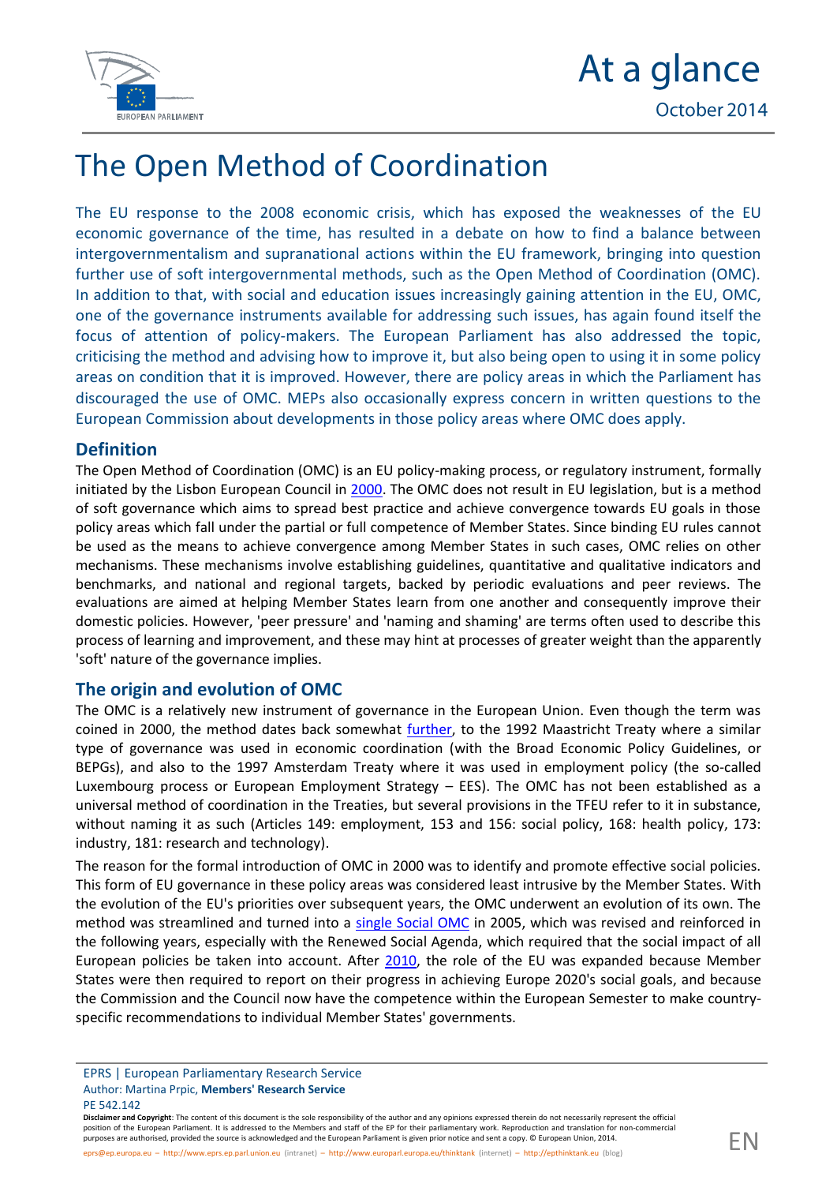# The Open Method of Coordination

The EU response to the 2008 economic crisis, which has exposed the weaknesses of the EU economic governance of the time, has resulted in a debate on how to find a balance between intergovernmentalism and supranational actions within the EU framework, bringing into question further use of soft intergovernmental methods, such as the Open Method of Coordination (OMC). In addition to that, with social and education issues increasingly gaining attention in the EU, OMC, one of the governance instruments available for addressing such issues, has again found itself the focus of attention of policy-makers. The European Parliament has also addressed the topic, criticising the method and advising how to improve it, but also being open to using it in some policy areas on condition that it is improved. However, there are policy areas in which the Parliament has discouraged the use of OMC. MEPs also occasionally express concern in written questions to the European Commission about developments in those policy areas where OMC does apply.

## Definition

The Open Method of Coordination (OMC) is an EU policy-making process, or regulatory instrument, formally initiated by the Lisbon European Council in 2000. The OMC does not result in EU legislation, but is a method of soft governance which aims to spread best practice and achieve convergence towards EU goals in those policy areas which fall under the partial or full competence of Member States. Since binding EU rules cannot be used as the means to achieve convergence among Member States in such cases, OMC relies on other mechanisms. These mechanisms involve establishing guidelines, quantitative and qualitative indicators and benchmarks, and national and regional targets, backed by periodic evaluations and peer reviews. The evaluations are aimed at helping Member States learn from one another and consequently improve their domestic policies. However, 'peer pressure' and 'naming and shaming' are terms often used to describe this process of learning and improvement, and these may hint at processes of greater weight than the apparently 'soft' nature of the governance implies.

## The origin and evolution of OMC

The OMC is a relatively new instrument of governance in the European Union. Even though the term was coined in 2000, the method dates back somewhat further, to the 1992 Maastricht Treaty where a similar type of governance was used in economic coordination (with the Broad Economic Policy Guidelines, or BEPGs), and also to the 1997 Amsterdam Treaty where it was used in employment policy (the so-called Luxembourg process or European Employment Strategy – EES). The OMC has not been established as a universal method of coordination in the Treaties, but several provisions in the TFEU refer to it in substance, without naming it as such (Articles 149: employment, 153 and 156: social policy, 168: health policy, 173: industry, 181: research and technology).

The reason for the formal introduction of OMC in 2000 was to identify and promote effective social policies. This form of EU governance in these policy areas was considered least intrusive by the Member States. With the evolution of the EU's priorities over subsequent years, the OMC underwent an evolution of its own. The method was streamlined and turned into a single Social OMC in 2005, which was revised and reinforced in the following years, especially with the Renewed Social Agenda, which required that the social impact of all European policies be taken into account. After 2010, the role of the EU was expanded because Member States were then required to report on their progress in achieving Europe 2020's social goals, and because the Commission and the Council now have the competence within the European Semester to make country-specific recommendations to individual Member States' governments.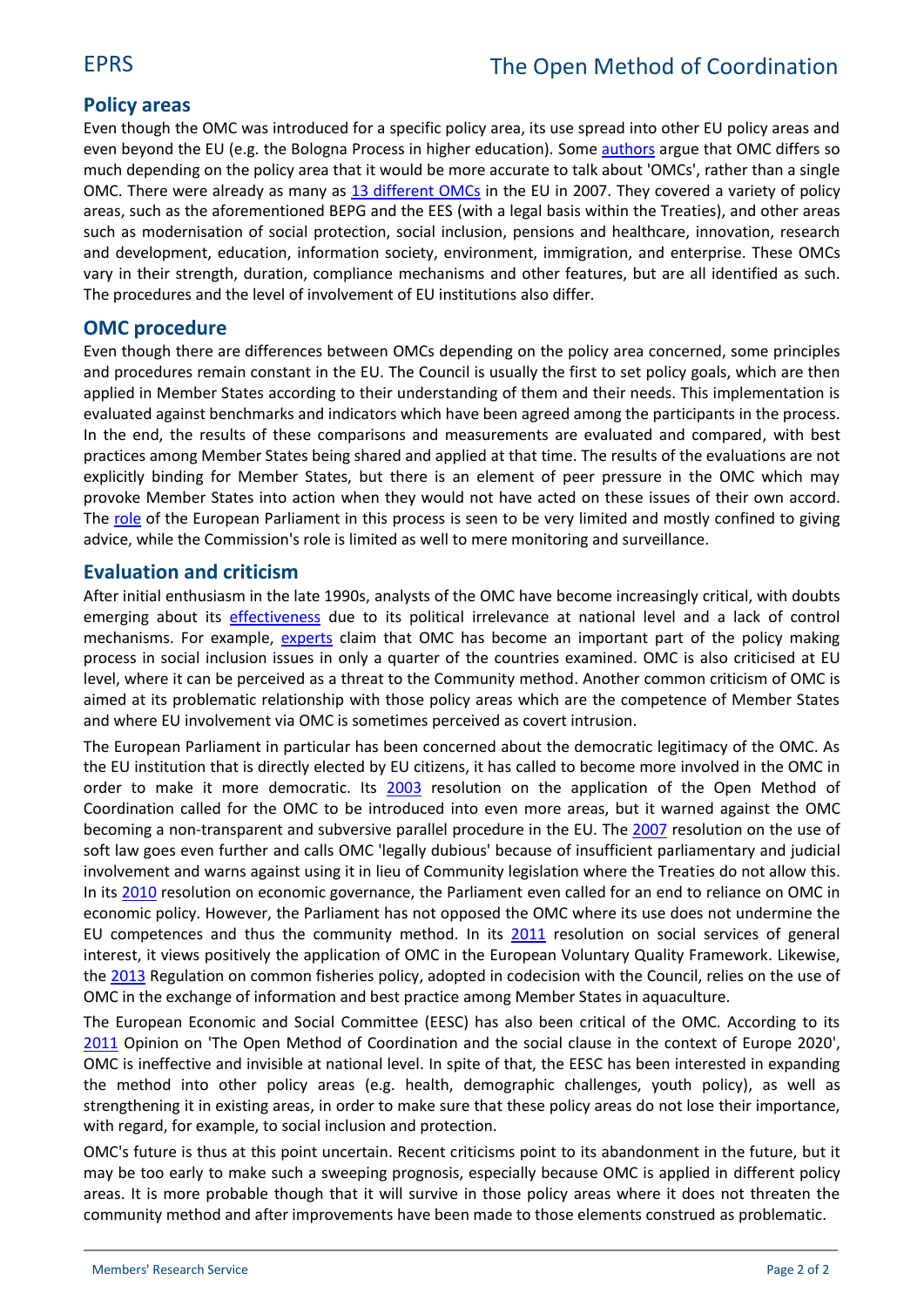## Policy areas

Even though the OMC was introduced for a specific policy area, its use spread into other EU policy areas and even beyond the EU (e.g. the Bologna Process in higher education). Some authors argue that OMC differs so much depending on the policy area that it would be more accurate to talk about 'OMCs', rather than a single OMC. There were already as many as 13 different OMCs in the EU in 2007. They covered a variety of policy areas, such as the aforementioned BEPG and the EES (with a legal basis within the Treaties), and other areas such as modernisation of social protection, social inclusion, pensions and healthcare, innovation, research and development, education, information society, environment, immigration, and enterprise. These OMCs vary in their strength, duration, compliance mechanisms and other features, but are all identified as such. The procedures and the level of involvement of EU institutions also differ.

## OMC procedure

Even though there are differences between OMCs depending on the policy area concerned, some principles and procedures remain constant in the EU. The Council is usually the first to set policy goals, which are then applied in Member States according to their understanding of them and their needs. This implementation is evaluated against benchmarks and indicators which have been agreed among the participants in the process. In the end, the results of these comparisons and measurements are evaluated and compared, with best practices among Member States being shared and applied at that time. The results of the evaluations are not explicitly binding for Member States, but there is an element of peer pressure in the OMC which may provoke Member States into action when they would not have acted on these issues of their own accord. The role of the European Parliament in this process is seen to be very limited and mostly confined to giving advice, while the Commission's role is limited as well to mere monitoring and surveillance.

## Evaluation and criticism

After initial enthusiasm in the late 1990s, analysts of the OMC have become increasingly critical, with doubts emerging about its effectiveness due to its political irrelevance at national level and a lack of control mechanisms. For example, experts claim that OMC has become an important part of the policy making process in social inclusion issues in only a quarter of the countries examined. OMC is also criticised at EU level, where it can be perceived as a threat to the Community method. Another common criticism of OMC is aimed at its problematic relationship with those policy areas which are the competence of Member States and where EU involvement via OMC is sometimes perceived as covert intrusion.

The European Parliament in particular has been concerned about the democratic legitimacy of the OMC. As the EU institution that is directly elected by EU citizens, it has called to become more involved in the OMC in order to make it more democratic. Its 2003 resolution on the application of the Open Method of Coordination called for the OMC to be introduced into even more areas, but it warned against the OMC becoming a non-transparent and subversive parallel procedure in the EU. The 2007 resolution on the use of soft law goes even further and calls OMC 'legally dubious' because of insufficient parliamentary and judicial involvement and warns against using it in lieu of Community legislation where the Treaties do not allow this. In its 2010 resolution on economic governance, the Parliament even called for an end to reliance on OMC in economic policy. However, the Parliament has not opposed the OMC where its use does not undermine the EU competences and thus the community method. In its 2011 resolution on social services of general interest, it views positively the application of OMC in the European Voluntary Quality Framework. Likewise, the 2013 Regulation on common fisheries policy, adopted in codecision with the Council, relies on the use of OMC in the exchange of information and best practice among Member States in aquaculture.

The European Economic and Social Committee (EESC) has also been critical of the OMC. According to its 2011 Opinion on 'The Open Method of Coordination and the social clause in the context of Europe 2020', OMC is ineffective and invisible at national level. In spite of that, the EESC has been interested in expanding the method into other policy areas (e.g. health, demographic challenges, youth policy), as well as strengthening it in existing areas, in order to make sure that these policy areas do not lose their importance, with regard, for example, to social inclusion and protection.

OMC's future is thus at this point uncertain. Recent criticisms point to its abandonment in the future, but it may be too early to make such a sweeping prognosis, especially because OMC is applied in different policy areas. It is more probable though that it will survive in those policy areas where it does not threaten the community method and after improvements have been made to those elements construed as problematic.